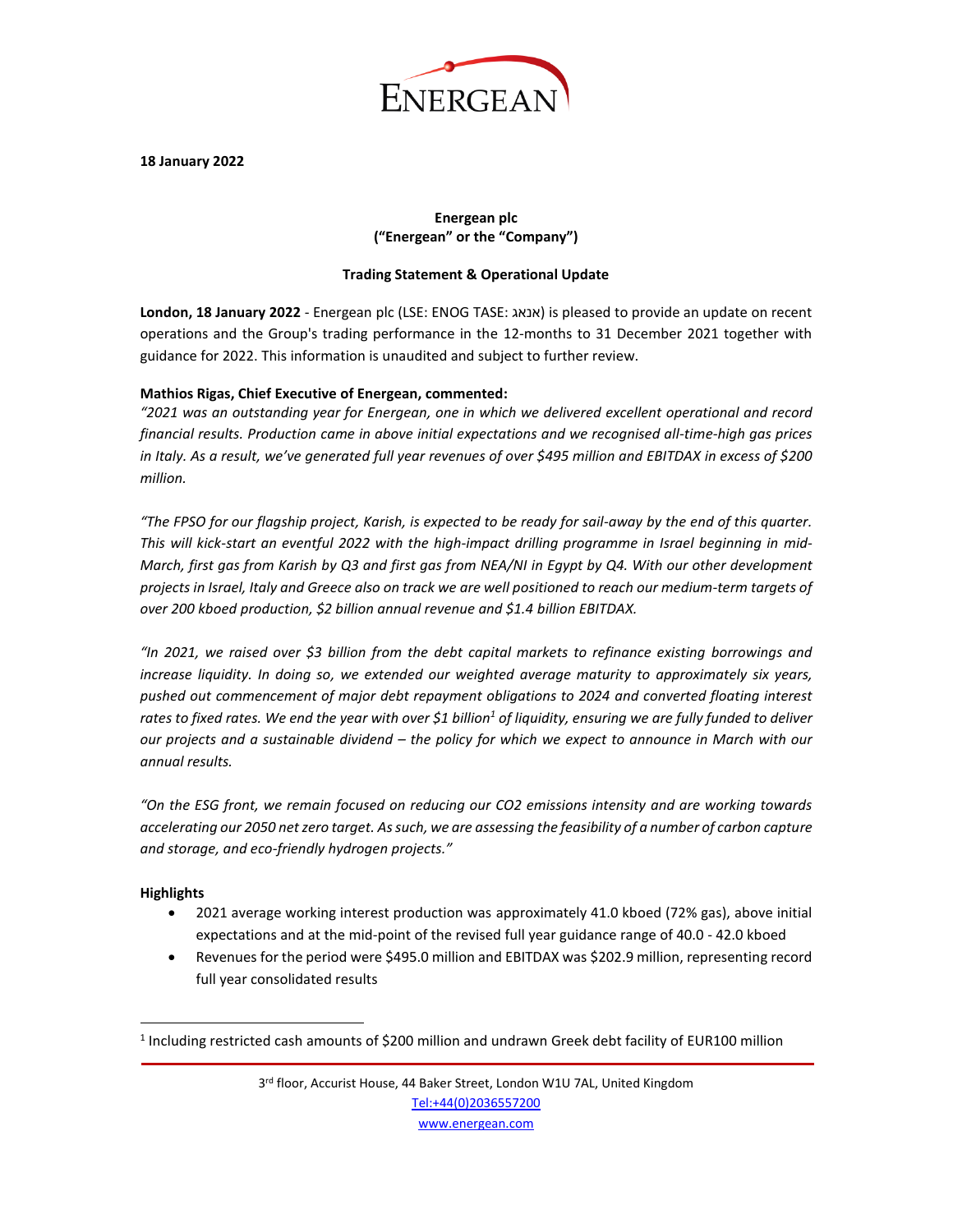**18 January 2022**

**Energean plc**
**("Energean" or the "Company")**

**Trading Statement & Operational Update**

**London, 18 January 2022** - Energean plc (LSE: ENOG TASE: אנאג) is pleased to provide an update on recent operations and the Group's trading performance in the 12-months to 31 December 2021 together with guidance for 2022. This information is unaudited and subject to further review.

**Mathios Rigas, Chief Executive of Energean, commented:**

*"2021 was an outstanding year for Energean, one in which we delivered excellent operational and record financial results. Production came in above initial expectations and we recognised all-time-high gas prices in Italy. As a result, we've generated full year revenues of over $495 million and EBITDAX in excess of $200 million.*

*"The FPSO for our flagship project, Karish, is expected to be ready for sail-away by the end of this quarter. This will kick-start an eventful 2022 with the high-impact drilling programme in Israel beginning in mid-March, first gas from Karish by Q3 and first gas from NEA/NI in Egypt by Q4. With our other development projects in Israel, Italy and Greece also on track we are well positioned to reach our medium-term targets of over 200 kboed production, $2 billion annual revenue and $1.4 billion EBITDAX.*

*"In 2021, we raised over $3 billion from the debt capital markets to refinance existing borrowings and increase liquidity. In doing so, we extended our weighted average maturity to approximately six years, pushed out commencement of major debt repayment obligations to 2024 and converted floating interest rates to fixed rates. We end the year with over $1 billion[1] of liquidity, ensuring we are fully funded to deliver our projects and a sustainable dividend – the policy for which we expect to announce in March with our annual results.*

*"On the ESG front, we remain focused on reducing our CO2 emissions intensity and are working towards accelerating our 2050 net zero target. As such, we are assessing the feasibility of a number of carbon capture and storage, and eco-friendly hydrogen projects."*

**Highlights**

- 2021 average working interest production was approximately 41.0 kboed (72% gas), above initial expectations and at the mid-point of the revised full year guidance range of 40.0 - 42.0 kboed
- Revenues for the period were $495.0 million and EBITDAX was $202.9 million, representing record full year consolidated results

[1] Including restricted cash amounts of $200 million and undrawn Greek debt facility of EUR100 million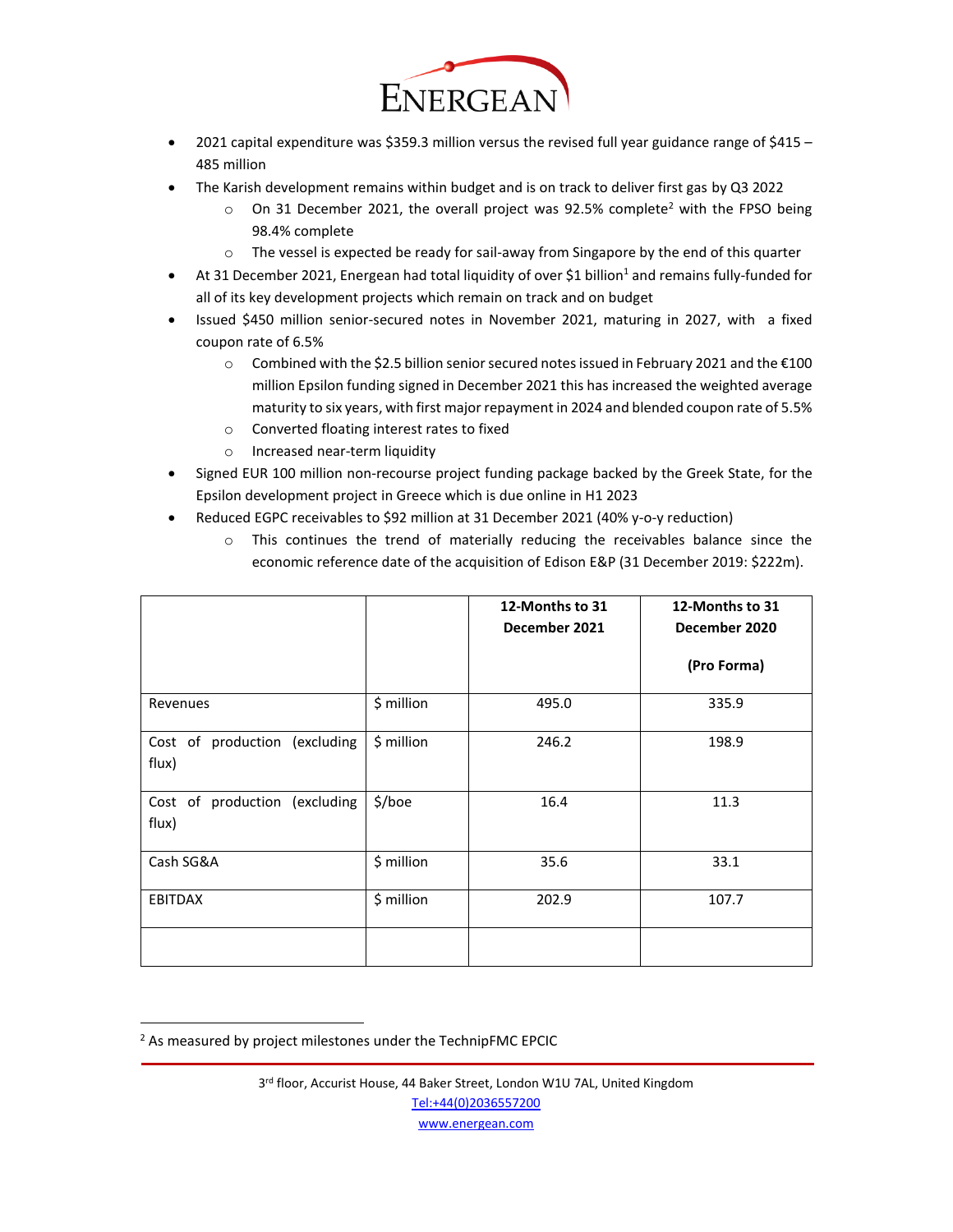- 2021 capital expenditure was $359.3 million versus the revised full year guidance range of $415 – 485 million
- The Karish development remains within budget and is on track to deliver first gas by Q3 2022
  - On 31 December 2021, the overall project was 92.5% complete[2] with the FPSO being 98.4% complete
  - The vessel is expected be ready for sail-away from Singapore by the end of this quarter
- At 31 December 2021, Energean had total liquidity of over $1 billion[1] and remains fully-funded for all of its key development projects which remain on track and on budget
- Issued $450 million senior-secured notes in November 2021, maturing in 2027, with a fixed coupon rate of 6.5%
  - Combined with the $2.5 billion senior secured notes issued in February 2021 and the €100 million Epsilon funding signed in December 2021 this has increased the weighted average maturity to six years, with first major repayment in 2024 and blended coupon rate of 5.5%
  - Converted floating interest rates to fixed
  - Increased near-term liquidity
- Signed EUR 100 million non-recourse project funding package backed by the Greek State, for the Epsilon development project in Greece which is due online in H1 2023
- Reduced EGPC receivables to $92 million at 31 December 2021 (40% y-o-y reduction)
  - This continues the trend of materially reducing the receivables balance since the economic reference date of the acquisition of Edison E&P (31 December 2019: $222m).

| | | 12-Months to 31 December 2021 | 12-Months to 31 December 2020 (Pro Forma) |
|---|---|---|---|
| Revenues | $ million | 495.0 | 335.9 |
| Cost of production (excluding flux) | $ million | 246.2 | 198.9 |
| Cost of production (excluding flux) | $/boe | 16.4 | 11.3 |
| Cash SG&A | $ million | 35.6 | 33.1 |
| EBITDAX | $ million | 202.9 | 107.7 |
| | | | |

[2] As measured by project milestones under the TechnipFMC EPCIC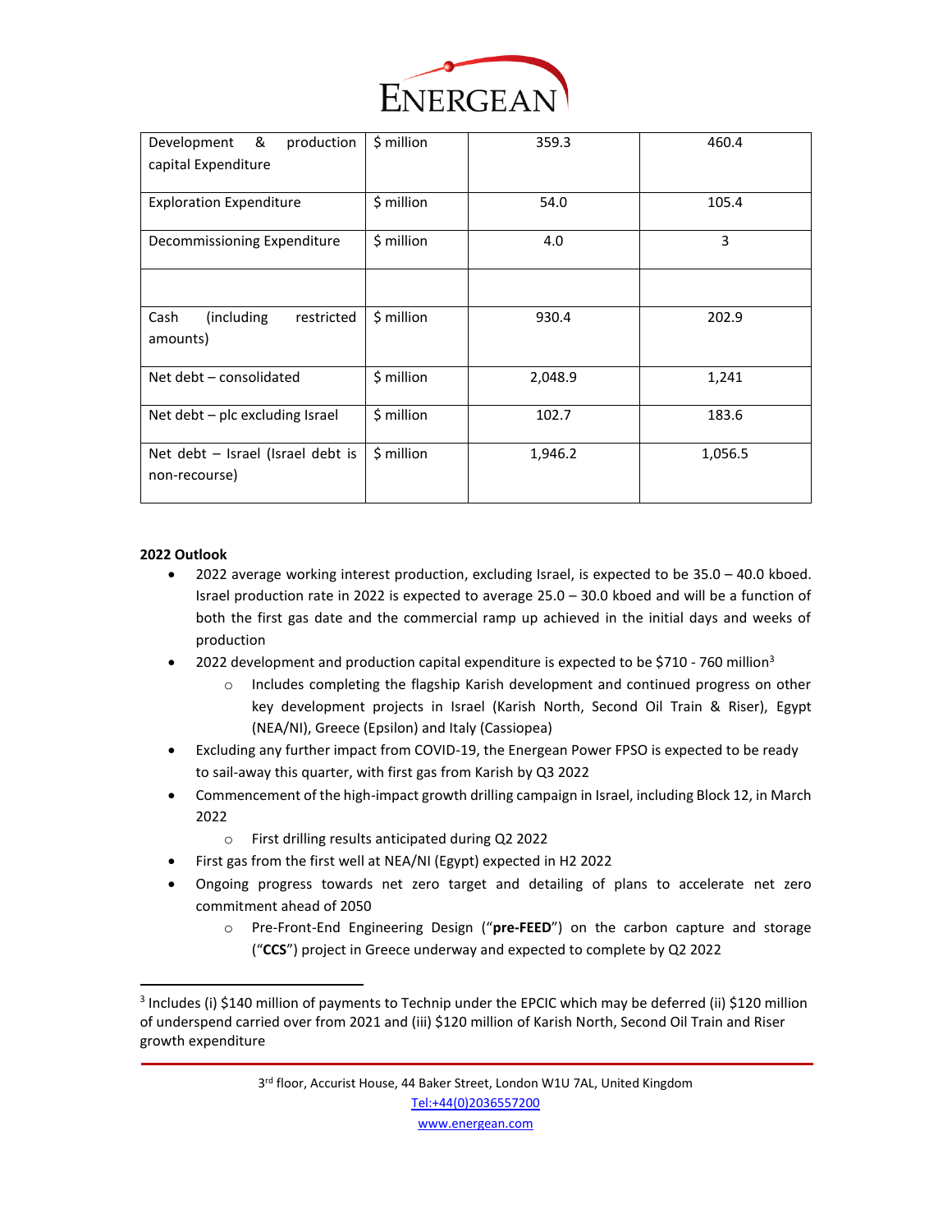| | | | |
|---|---|---|---|
| Development & production capital Expenditure | $ million | 359.3 | 460.4 |
| Exploration Expenditure | $ million | 54.0 | 105.4 |
| Decommissioning Expenditure | $ million | 4.0 | 3 |
| | | | |
| Cash (including restricted amounts) | $ million | 930.4 | 202.9 |
| Net debt – consolidated | $ million | 2,048.9 | 1,241 |
| Net debt – plc excluding Israel | $ million | 102.7 | 183.6 |
| Net debt – Israel (Israel debt is non-recourse) | $ million | 1,946.2 | 1,056.5 |

**2022 Outlook**

- 2022 average working interest production, excluding Israel, is expected to be 35.0 – 40.0 kboed. Israel production rate in 2022 is expected to average 25.0 – 30.0 kboed and will be a function of both the first gas date and the commercial ramp up achieved in the initial days and weeks of production
- 2022 development and production capital expenditure is expected to be $710 - 760 million[3]
  - Includes completing the flagship Karish development and continued progress on other key development projects in Israel (Karish North, Second Oil Train & Riser), Egypt (NEA/NI), Greece (Epsilon) and Italy (Cassiopea)
- Excluding any further impact from COVID-19, the Energean Power FPSO is expected to be ready to sail-away this quarter, with first gas from Karish by Q3 2022
- Commencement of the high-impact growth drilling campaign in Israel, including Block 12, in March 2022
  - First drilling results anticipated during Q2 2022
- First gas from the first well at NEA/NI (Egypt) expected in H2 2022
- Ongoing progress towards net zero target and detailing of plans to accelerate net zero commitment ahead of 2050
  - Pre-Front-End Engineering Design ("**pre-FEED**") on the carbon capture and storage ("**CCS**") project in Greece underway and expected to complete by Q2 2022

[3] Includes (i) $140 million of payments to Technip under the EPCIC which may be deferred (ii) $120 million of underspend carried over from 2021 and (iii) $120 million of Karish North, Second Oil Train and Riser growth expenditure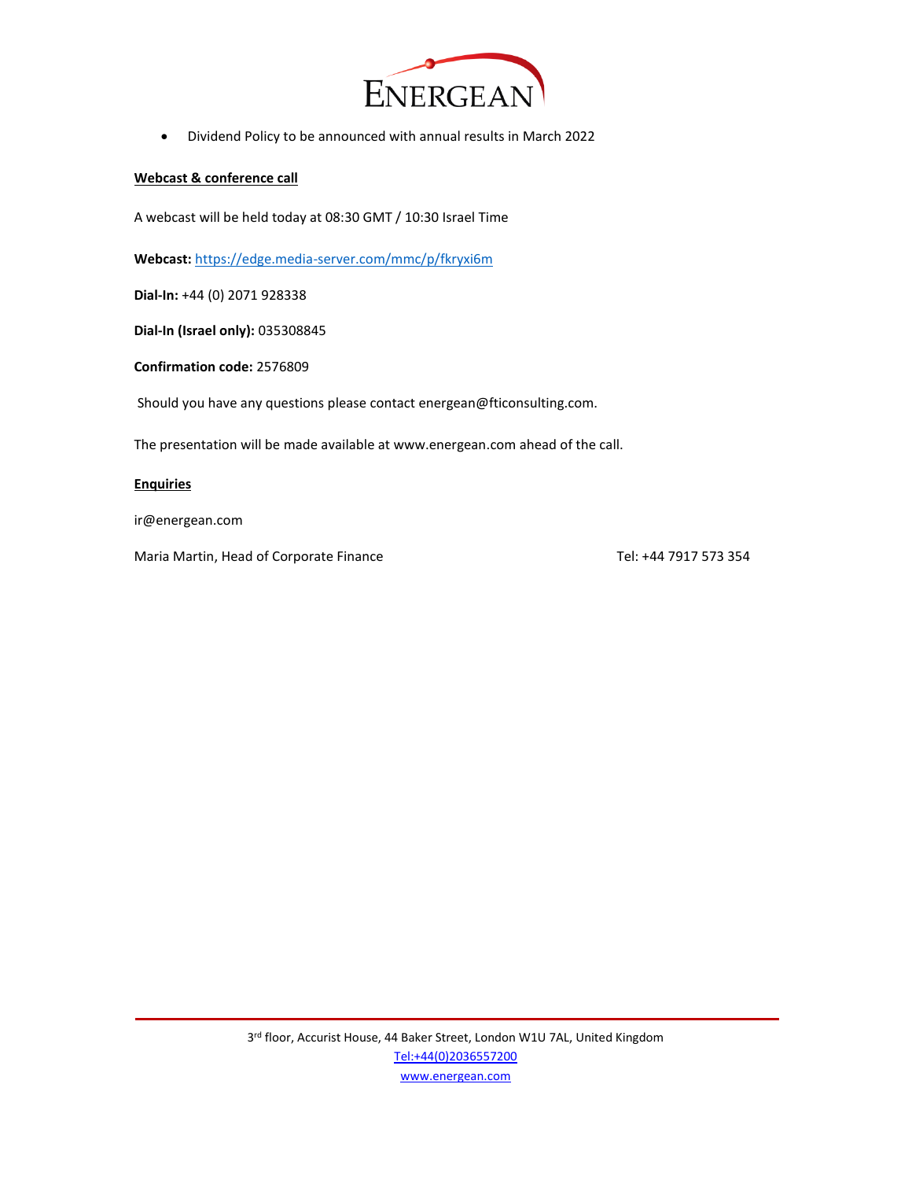- Dividend Policy to be announced with annual results in March 2022

**Webcast & conference call**

A webcast will be held today at 08:30 GMT / 10:30 Israel Time

**Webcast:** https://edge.media-server.com/mmc/p/fkryxi6m

**Dial-In:** +44 (0) 2071 928338

**Dial-In (Israel only):** 035308845

**Confirmation code:** 2576809

Should you have any questions please contact energean@fticonsulting.com.

The presentation will be made available at www.energean.com ahead of the call.

**Enquiries**

ir@energean.com

Maria Martin, Head of Corporate Finance Tel: +44 7917 573 354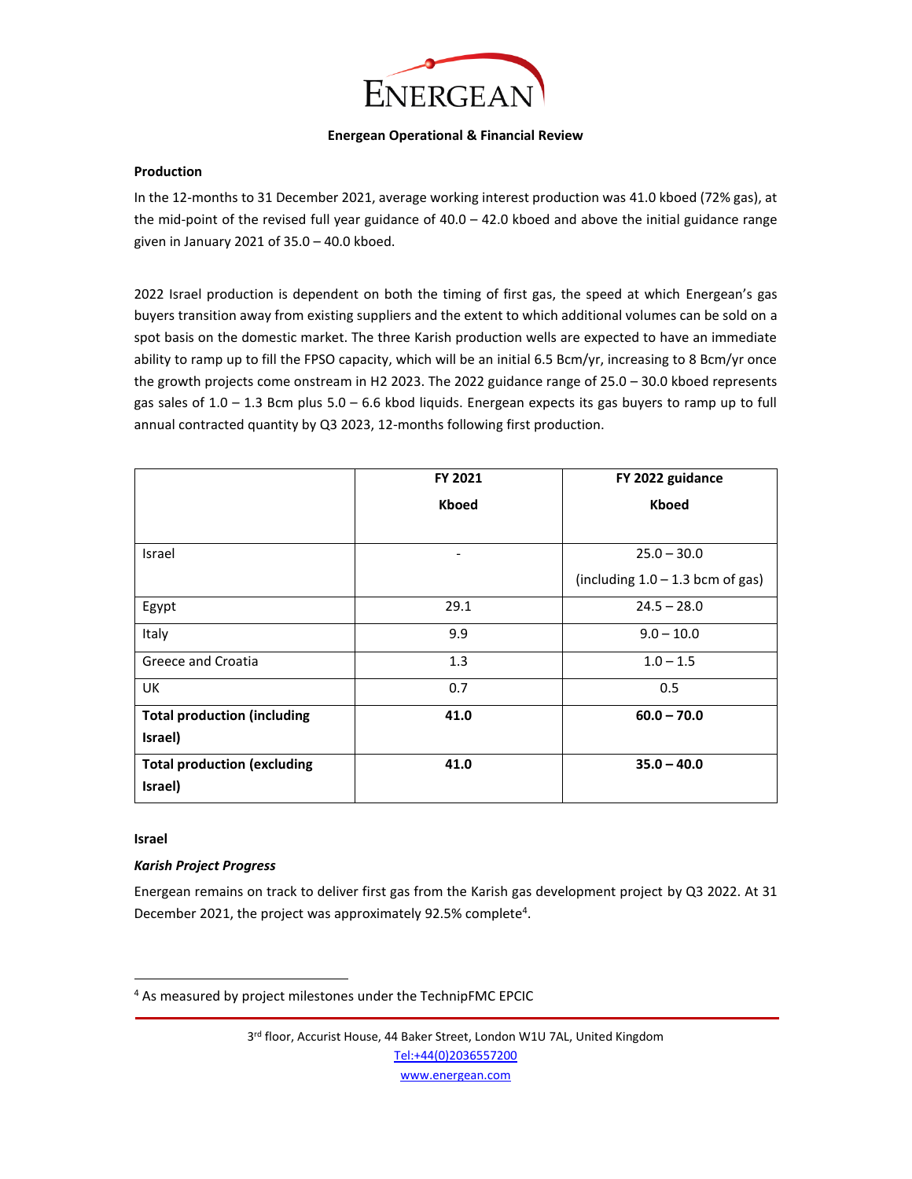**Energean Operational & Financial Review**

**Production**

In the 12-months to 31 December 2021, average working interest production was 41.0 kboed (72% gas), at the mid-point of the revised full year guidance of 40.0 – 42.0 kboed and above the initial guidance range given in January 2021 of 35.0 – 40.0 kboed.

2022 Israel production is dependent on both the timing of first gas, the speed at which Energean's gas buyers transition away from existing suppliers and the extent to which additional volumes can be sold on a spot basis on the domestic market. The three Karish production wells are expected to have an immediate ability to ramp up to fill the FPSO capacity, which will be an initial 6.5 Bcm/yr, increasing to 8 Bcm/yr once the growth projects come onstream in H2 2023. The 2022 guidance range of 25.0 – 30.0 kboed represents gas sales of 1.0 – 1.3 Bcm plus 5.0 – 6.6 kbod liquids. Energean expects its gas buyers to ramp up to full annual contracted quantity by Q3 2023, 12-months following first production.

| | FY 2021<br>Kboed | FY 2022 guidance<br>Kboed |
|---|---|---|
| Israel | - | 25.0 – 30.0<br>(including 1.0 – 1.3 bcm of gas) |
| Egypt | 29.1 | 24.5 – 28.0 |
| Italy | 9.9 | 9.0 – 10.0 |
| Greece and Croatia | 1.3 | 1.0 – 1.5 |
| UK | 0.7 | 0.5 |
| **Total production (including Israel)** | **41.0** | **60.0 – 70.0** |
| **Total production (excluding Israel)** | **41.0** | **35.0 – 40.0** |

**Israel**

***Karish Project Progress***

Energean remains on track to deliver first gas from the Karish gas development project by Q3 2022. At 31 December 2021, the project was approximately 92.5% complete[4].

[4] As measured by project milestones under the TechnipFMC EPCIC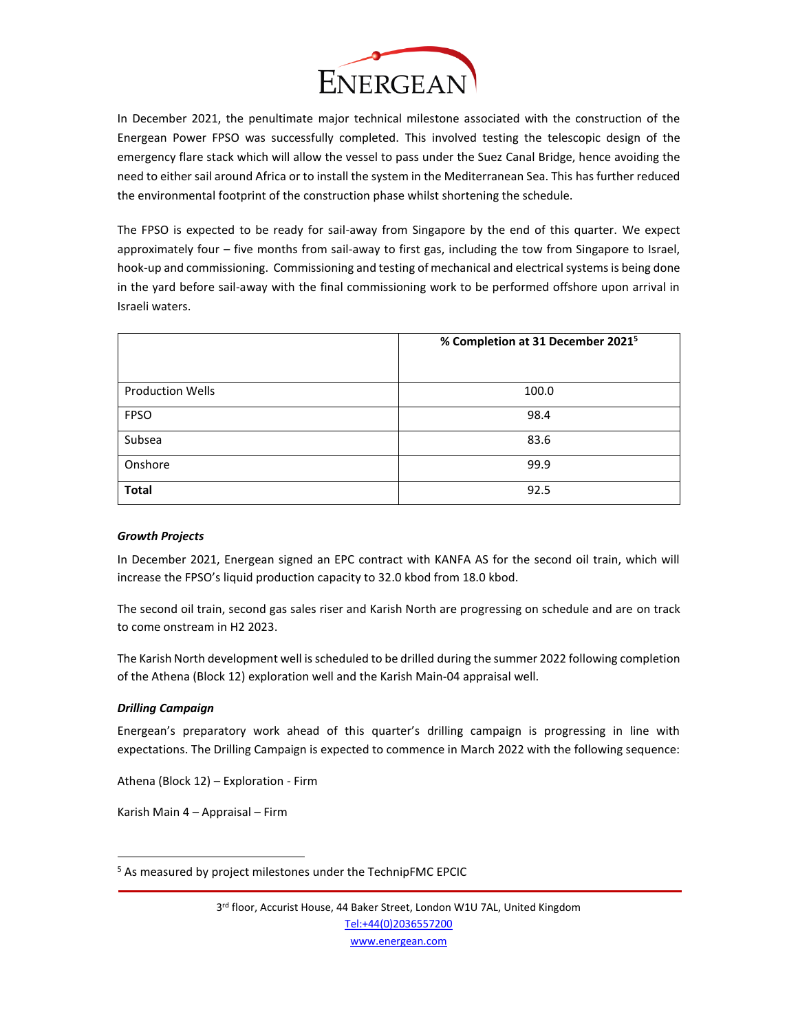In December 2021, the penultimate major technical milestone associated with the construction of the Energean Power FPSO was successfully completed. This involved testing the telescopic design of the emergency flare stack which will allow the vessel to pass under the Suez Canal Bridge, hence avoiding the need to either sail around Africa or to install the system in the Mediterranean Sea. This has further reduced the environmental footprint of the construction phase whilst shortening the schedule.

The FPSO is expected to be ready for sail-away from Singapore by the end of this quarter. We expect approximately four – five months from sail-away to first gas, including the tow from Singapore to Israel, hook-up and commissioning. Commissioning and testing of mechanical and electrical systems is being done in the yard before sail-away with the final commissioning work to be performed offshore upon arrival in Israeli waters.

| | **% Completion at 31 December 2021[5]** |
|---|---|
| Production Wells | 100.0 |
| FPSO | 98.4 |
| Subsea | 83.6 |
| Onshore | 99.9 |
| **Total** | 92.5 |

***Growth Projects***

In December 2021, Energean signed an EPC contract with KANFA AS for the second oil train, which will increase the FPSO's liquid production capacity to 32.0 kbod from 18.0 kbod.

The second oil train, second gas sales riser and Karish North are progressing on schedule and are on track to come onstream in H2 2023.

The Karish North development well is scheduled to be drilled during the summer 2022 following completion of the Athena (Block 12) exploration well and the Karish Main-04 appraisal well.

***Drilling Campaign***

Energean's preparatory work ahead of this quarter's drilling campaign is progressing in line with expectations. The Drilling Campaign is expected to commence in March 2022 with the following sequence:

Athena (Block 12) – Exploration - Firm

Karish Main 4 – Appraisal – Firm

[5] As measured by project milestones under the TechnipFMC EPCIC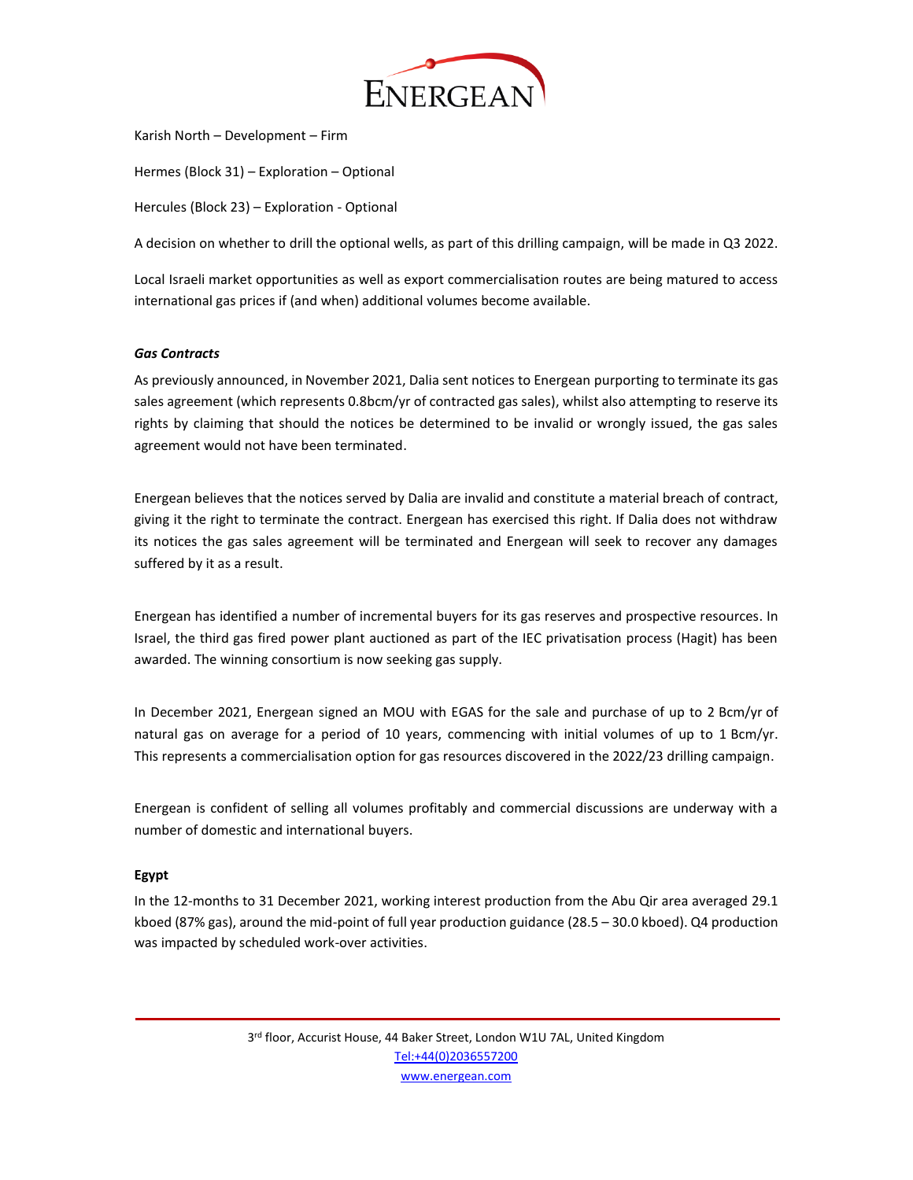Karish North – Development – Firm

Hermes (Block 31) – Exploration – Optional

Hercules (Block 23) – Exploration - Optional

A decision on whether to drill the optional wells, as part of this drilling campaign, will be made in Q3 2022.

Local Israeli market opportunities as well as export commercialisation routes are being matured to access international gas prices if (and when) additional volumes become available.

***Gas Contracts***

As previously announced, in November 2021, Dalia sent notices to Energean purporting to terminate its gas sales agreement (which represents 0.8bcm/yr of contracted gas sales), whilst also attempting to reserve its rights by claiming that should the notices be determined to be invalid or wrongly issued, the gas sales agreement would not have been terminated.

Energean believes that the notices served by Dalia are invalid and constitute a material breach of contract, giving it the right to terminate the contract. Energean has exercised this right. If Dalia does not withdraw its notices the gas sales agreement will be terminated and Energean will seek to recover any damages suffered by it as a result.

Energean has identified a number of incremental buyers for its gas reserves and prospective resources. In Israel, the third gas fired power plant auctioned as part of the IEC privatisation process (Hagit) has been awarded. The winning consortium is now seeking gas supply.

In December 2021, Energean signed an MOU with EGAS for the sale and purchase of up to 2 Bcm/yr of natural gas on average for a period of 10 years, commencing with initial volumes of up to 1 Bcm/yr. This represents a commercialisation option for gas resources discovered in the 2022/23 drilling campaign.

Energean is confident of selling all volumes profitably and commercial discussions are underway with a number of domestic and international buyers.

**Egypt**

In the 12-months to 31 December 2021, working interest production from the Abu Qir area averaged 29.1 kboed (87% gas), around the mid-point of full year production guidance (28.5 – 30.0 kboed). Q4 production was impacted by scheduled work-over activities.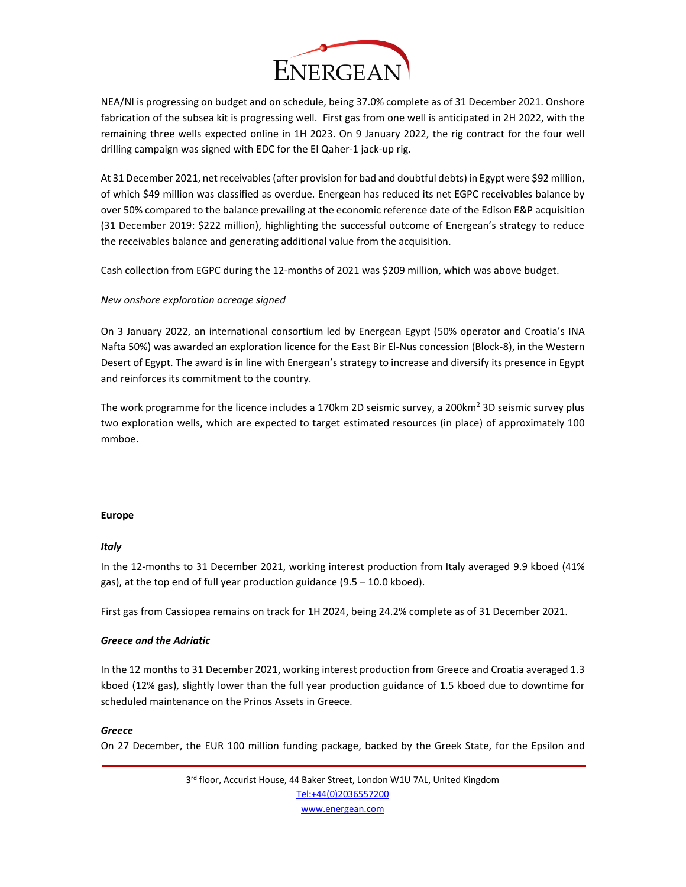NEA/NI is progressing on budget and on schedule, being 37.0% complete as of 31 December 2021. Onshore fabrication of the subsea kit is progressing well. First gas from one well is anticipated in 2H 2022, with the remaining three wells expected online in 1H 2023. On 9 January 2022, the rig contract for the four well drilling campaign was signed with EDC for the El Qaher-1 jack-up rig.

At 31 December 2021, net receivables (after provision for bad and doubtful debts) in Egypt were $92 million, of which $49 million was classified as overdue. Energean has reduced its net EGPC receivables balance by over 50% compared to the balance prevailing at the economic reference date of the Edison E&P acquisition (31 December 2019: $222 million), highlighting the successful outcome of Energean's strategy to reduce the receivables balance and generating additional value from the acquisition.

Cash collection from EGPC during the 12-months of 2021 was $209 million, which was above budget.

*New onshore exploration acreage signed*

On 3 January 2022, an international consortium led by Energean Egypt (50% operator and Croatia's INA Nafta 50%) was awarded an exploration licence for the East Bir El-Nus concession (Block-8), in the Western Desert of Egypt. The award is in line with Energean's strategy to increase and diversify its presence in Egypt and reinforces its commitment to the country.

The work programme for the licence includes a 170km 2D seismic survey, a 200km$^2$ 3D seismic survey plus two exploration wells, which are expected to target estimated resources (in place) of approximately 100 mmboe.

**Europe**

***Italy***

In the 12-months to 31 December 2021, working interest production from Italy averaged 9.9 kboed (41% gas), at the top end of full year production guidance (9.5 – 10.0 kboed).

First gas from Cassiopea remains on track for 1H 2024, being 24.2% complete as of 31 December 2021.

***Greece and the Adriatic***

In the 12 months to 31 December 2021, working interest production from Greece and Croatia averaged 1.3 kboed (12% gas), slightly lower than the full year production guidance of 1.5 kboed due to downtime for scheduled maintenance on the Prinos Assets in Greece.

***Greece***

On 27 December, the EUR 100 million funding package, backed by the Greek State, for the Epsilon and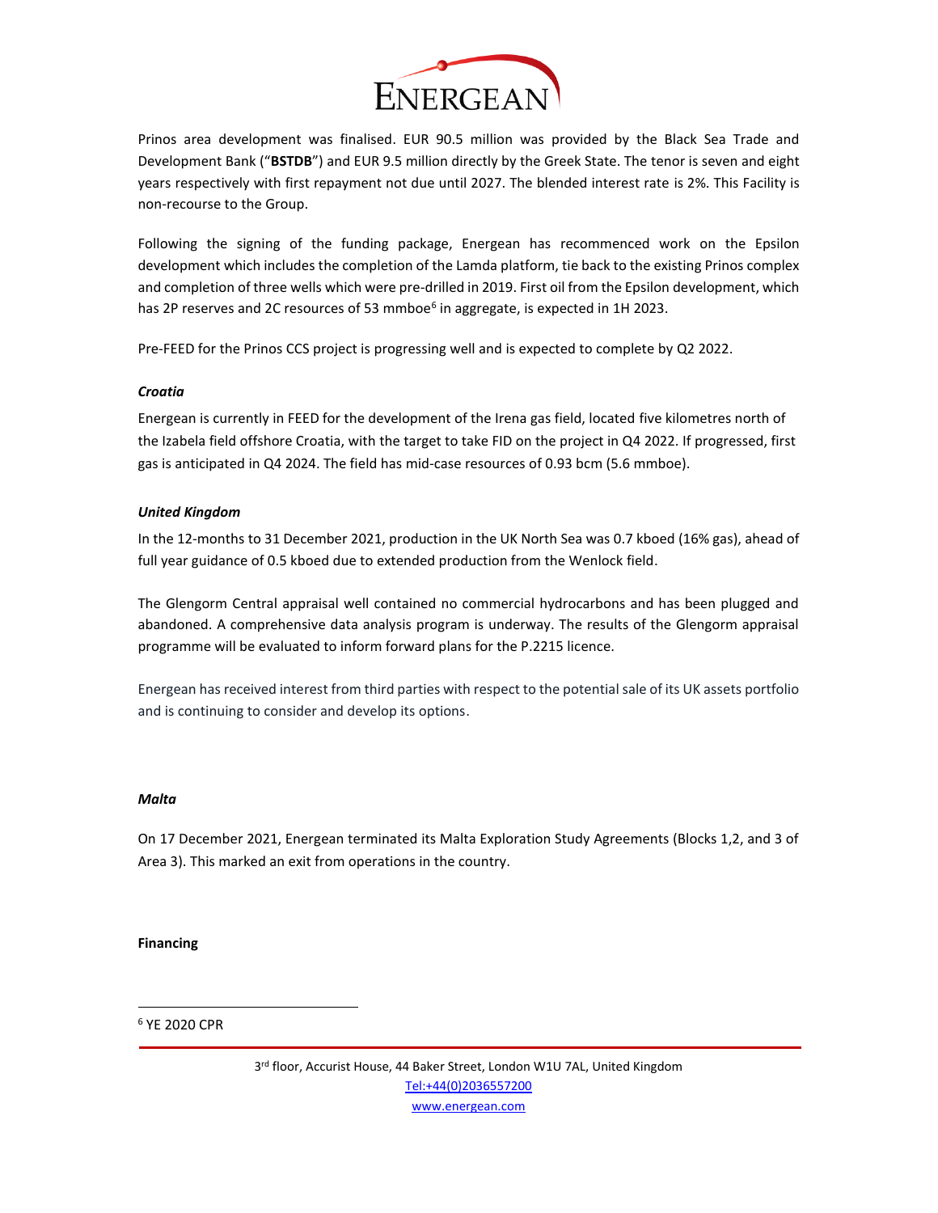Prinos area development was finalised. EUR 90.5 million was provided by the Black Sea Trade and Development Bank ("**BSTDB**") and EUR 9.5 million directly by the Greek State. The tenor is seven and eight years respectively with first repayment not due until 2027. The blended interest rate is 2%. This Facility is non-recourse to the Group.

Following the signing of the funding package, Energean has recommenced work on the Epsilon development which includes the completion of the Lamda platform, tie back to the existing Prinos complex and completion of three wells which were pre-drilled in 2019. First oil from the Epsilon development, which has 2P reserves and 2C resources of 53 mmboe[6] in aggregate, is expected in 1H 2023.

Pre-FEED for the Prinos CCS project is progressing well and is expected to complete by Q2 2022.

***Croatia***

Energean is currently in FEED for the development of the Irena gas field, located five kilometres north of the Izabela field offshore Croatia, with the target to take FID on the project in Q4 2022. If progressed, first gas is anticipated in Q4 2024. The field has mid-case resources of 0.93 bcm (5.6 mmboe).

***United Kingdom***

In the 12-months to 31 December 2021, production in the UK North Sea was 0.7 kboed (16% gas), ahead of full year guidance of 0.5 kboed due to extended production from the Wenlock field.

The Glengorm Central appraisal well contained no commercial hydrocarbons and has been plugged and abandoned. A comprehensive data analysis program is underway. The results of the Glengorm appraisal programme will be evaluated to inform forward plans for the P.2215 licence.

Energean has received interest from third parties with respect to the potential sale of its UK assets portfolio and is continuing to consider and develop its options.

***Malta***

On 17 December 2021, Energean terminated its Malta Exploration Study Agreements (Blocks 1,2, and 3 of Area 3). This marked an exit from operations in the country.

**Financing**

[6] YE 2020 CPR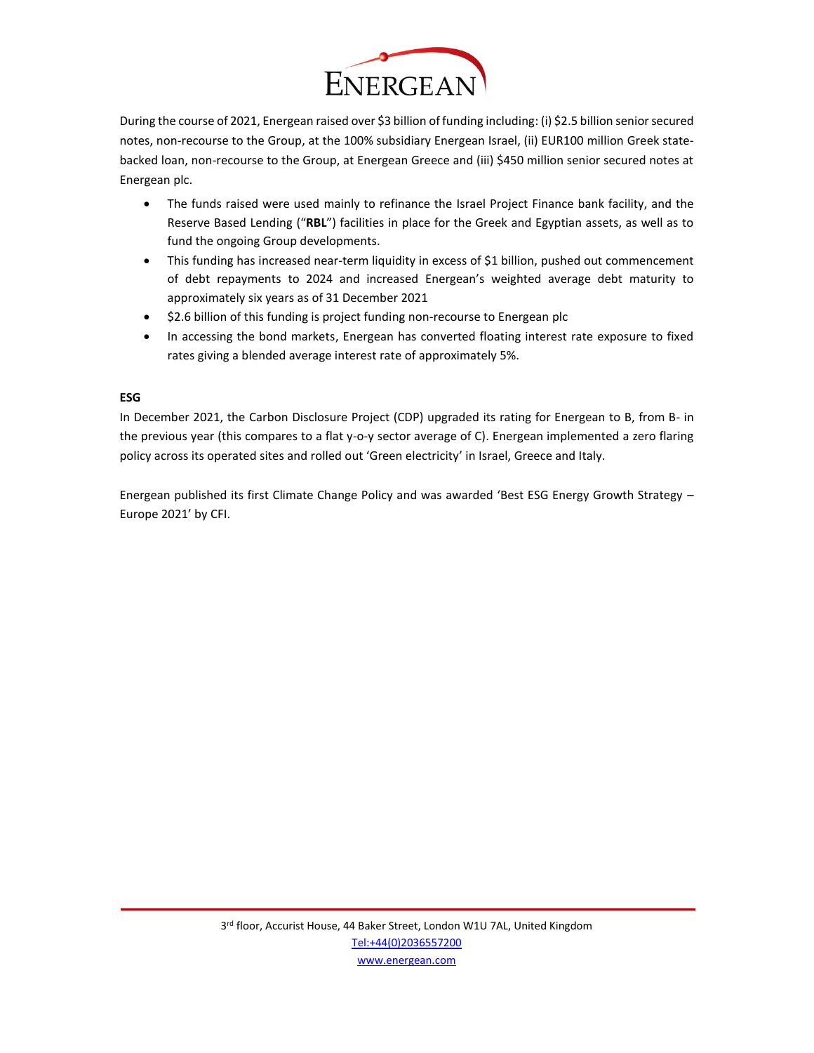During the course of 2021, Energean raised over $3 billion of funding including: (i) $2.5 billion senior secured notes, non-recourse to the Group, at the 100% subsidiary Energean Israel, (ii) EUR100 million Greek state-backed loan, non-recourse to the Group, at Energean Greece and (iii) $450 million senior secured notes at Energean plc.

- The funds raised were used mainly to refinance the Israel Project Finance bank facility, and the Reserve Based Lending ("**RBL**") facilities in place for the Greek and Egyptian assets, as well as to fund the ongoing Group developments.
- This funding has increased near-term liquidity in excess of $1 billion, pushed out commencement of debt repayments to 2024 and increased Energean's weighted average debt maturity to approximately six years as of 31 December 2021
- $2.6 billion of this funding is project funding non-recourse to Energean plc
- In accessing the bond markets, Energean has converted floating interest rate exposure to fixed rates giving a blended average interest rate of approximately 5%.

**ESG**

In December 2021, the Carbon Disclosure Project (CDP) upgraded its rating for Energean to B, from B- in the previous year (this compares to a flat y-o-y sector average of C). Energean implemented a zero flaring policy across its operated sites and rolled out 'Green electricity' in Israel, Greece and Italy.

Energean published its first Climate Change Policy and was awarded 'Best ESG Energy Growth Strategy – Europe 2021' by CFI.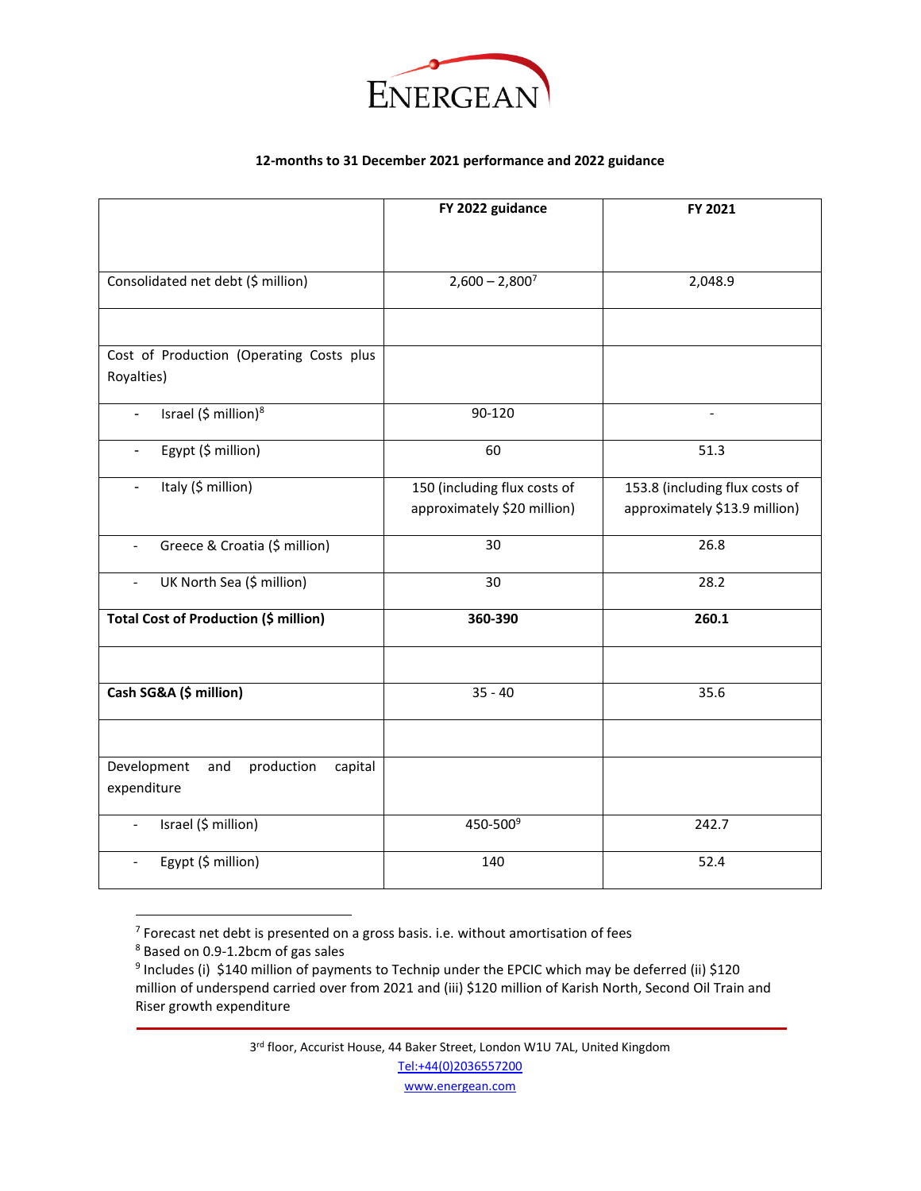**12-months to 31 December 2021 performance and 2022 guidance**

| | FY 2022 guidance | FY 2021 |
|---|---|---|
| Consolidated net debt ($ million) | 2,600 – 2,800[7] | 2,048.9 |
| | | |
| Cost of Production (Operating Costs plus Royalties) | | |
| - Israel ($ million)[8] | 90-120 | - |
| - Egypt ($ million) | 60 | 51.3 |
| - Italy ($ million) | 150 (including flux costs of approximately $20 million) | 153.8 (including flux costs of approximately $13.9 million) |
| - Greece & Croatia ($ million) | 30 | 26.8 |
| - UK North Sea ($ million) | 30 | 28.2 |
| **Total Cost of Production ($ million)** | **360-390** | **260.1** |
| | | |
| **Cash SG&A ($ million)** | 35 - 40 | 35.6 |
| | | |
| Development and production capital expenditure | | |
| - Israel ($ million) | 450-500[9] | 242.7 |
| - Egypt ($ million) | 140 | 52.4 |

[7] Forecast net debt is presented on a gross basis. i.e. without amortisation of fees

[8] Based on 0.9-1.2bcm of gas sales

[9] Includes (i) $140 million of payments to Technip under the EPCIC which may be deferred (ii) $120 million of underspend carried over from 2021 and (iii) $120 million of Karish North, Second Oil Train and Riser growth expenditure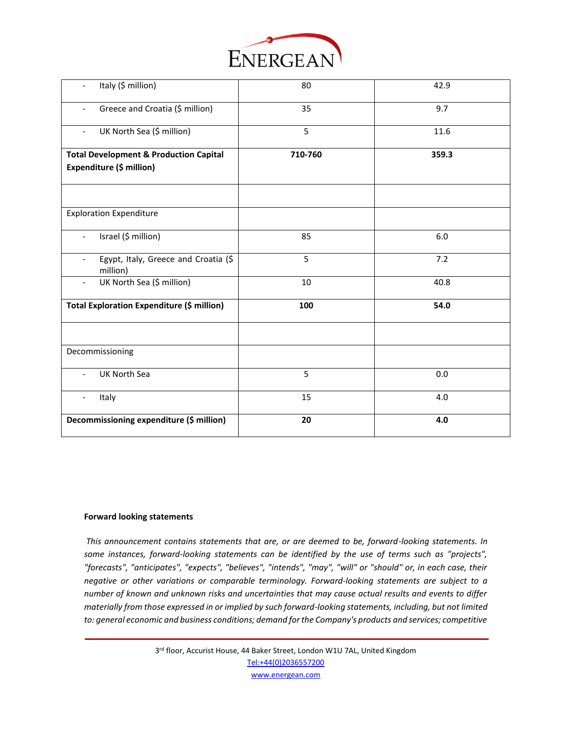| | | |
|---|---|---|
| - Italy ($ million) | 80 | 42.9 |
| - Greece and Croatia ($ million) | 35 | 9.7 |
| - UK North Sea ($ million) | 5 | 11.6 |
| **Total Development & Production Capital Expenditure ($ million)** | **710-760** | **359.3** |
| | | |
| Exploration Expenditure | | |
| - Israel ($ million) | 85 | 6.0 |
| - Egypt, Italy, Greece and Croatia ($ million) | 5 | 7.2 |
| - UK North Sea ($ million) | 10 | 40.8 |
| **Total Exploration Expenditure ($ million)** | **100** | **54.0** |
| | | |
| Decommissioning | | |
| - UK North Sea | 5 | 0.0 |
| - Italy | 15 | 4.0 |
| **Decommissioning expenditure ($ million)** | **20** | **4.0** |

**Forward looking statements**

*This announcement contains statements that are, or are deemed to be, forward-looking statements. In some instances, forward-looking statements can be identified by the use of terms such as "projects", "forecasts", "anticipates", "expects", "believes", "intends", "may", "will" or "should" or, in each case, their negative or other variations or comparable terminology. Forward-looking statements are subject to a number of known and unknown risks and uncertainties that may cause actual results and events to differ materially from those expressed in or implied by such forward-looking statements, including, but not limited to: general economic and business conditions; demand for the Company's products and services; competitive*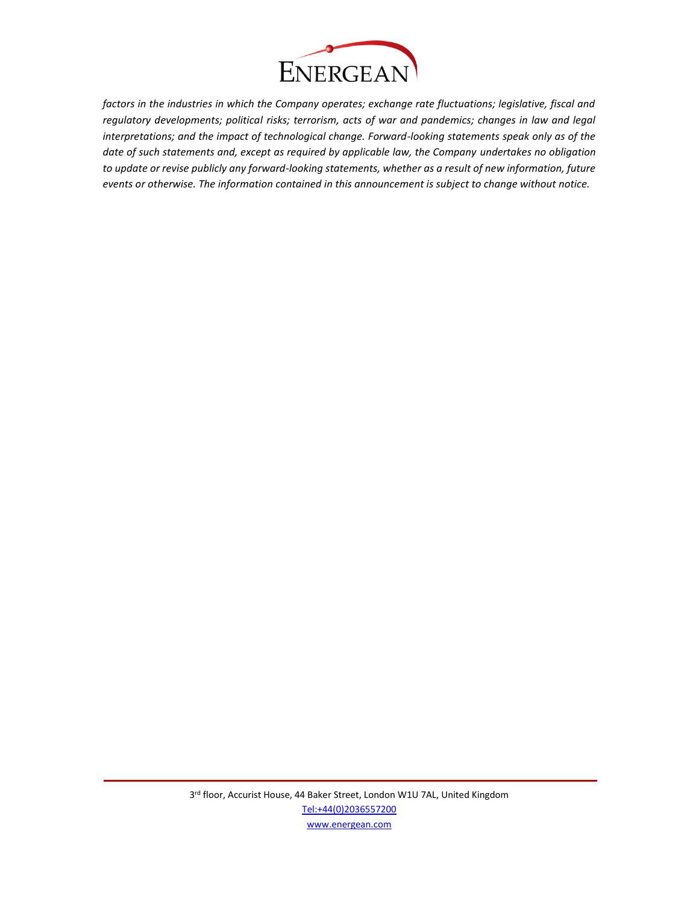*factors in the industries in which the Company operates; exchange rate fluctuations; legislative, fiscal and regulatory developments; political risks; terrorism, acts of war and pandemics; changes in law and legal interpretations; and the impact of technological change. Forward-looking statements speak only as of the date of such statements and, except as required by applicable law, the Company undertakes no obligation to update or revise publicly any forward-looking statements, whether as a result of new information, future events or otherwise. The information contained in this announcement is subject to change without notice.*